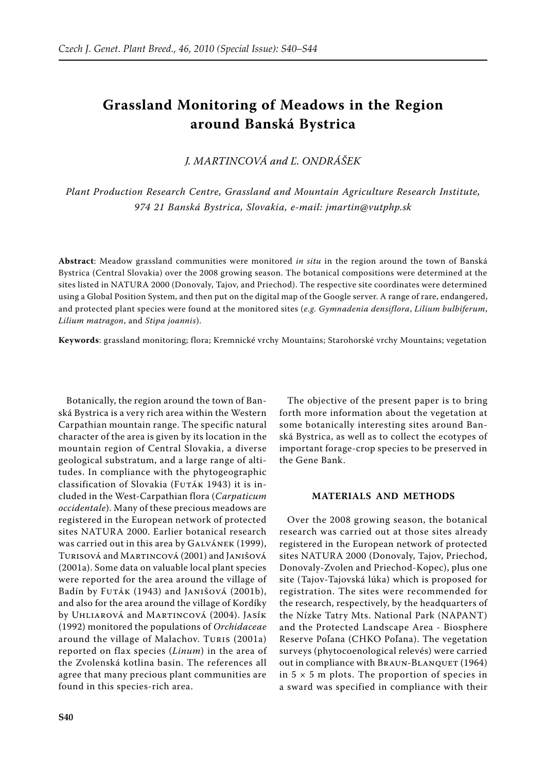# Grassland Monitoring of Meadows in the Region around Banská Bystrica

*J. MARTINCOVÁ and Ľ. ONDRÁŠEK*

*Plant Production Research Centre, Grassland and Mountain Agriculture Research Institute, 974 21 Banská Bystrica, Slovakia, e-mail: jmartin@vutphp.sk*

**Abstract**: Meadow grassland communities were monitored *in situ* in the region around the town of Banská Bystrica (Central Slovakia) over the 2008 growing season. The botanical compositions were determined at the sites listed in NATURA 2000 (Donovaly, Tajov, and Priechod). The respective site coordinates were determined using a Global Position System, and then put on the digital map of the Google server. A range of rare, endangered, and protected plant species were found at the monitored sites (*e.g. Gymnadenia densiflora*, *Lilium bulbiferum*, *Lilium matragon*, and *Stipa joannis*).

**Keywords**: grassland monitoring; flora; Kremnické vrchy Mountains; Starohorské vrchy Mountains; vegetation

Botanically, the region around the town of Banská Bystrica is a very rich area within the Western Carpathian mountain range. The specific natural character of the area is given by its location in the mountain region of Central Slovakia, a diverse geological substratum, and a large range of altitudes. In compliance with the phytogeographic classification of Slovakia (Futák 1943) it is included in the West-Carpathian flora (*Carpaticum occidentale*). Many of these precious meadows are registered in the European network of protected sites NATURA 2000. Earlier botanical research was carried out in this area by Galvánek (1999), Turisová and Martincová (2001) and Janišová (2001a). Some data on valuable local plant species were reported for the area around the village of Badín by Futák (1943) and Janišová (2001b), and also for the area around the village of Kordíky by Uhliarová and Martincová (2004). Jasík (1992) monitored the populations of *Orchidaceae* around the village of Malachov. Turis (2001a) reported on flax species (*Linum*) in the area of the Zvolenská kotlina basin. The references all agree that many precious plant communities are found in this species-rich area.

The objective of the present paper is to bring forth more information about the vegetation at some botanically interesting sites around Banská Bystrica, as well as to collect the ecotypes of important forage-crop species to be preserved in the Gene Bank.

## MATERIALS AND METHODS

Over the 2008 growing season, the botanical research was carried out at those sites already registered in the European network of protected sites NATURA 2000 (Donovaly, Tajov, Priechod, Donovaly-Zvolen and Priechod-Kopec), plus one site (Tajov-Tajovská lúka) which is proposed for registration. The sites were recommended for the research, respectively, by the headquarters of the Nízke Tatry Mts. National Park (NAPANT) and the Protected Landscape Area - Biosphere Reserve Poľana (CHKO Poľana). The vegetation surveys (phytocoenological relevés) were carried out in compliance with Braun-Blanquet (1964) in 5 × 5 m plots. The proportion of species in a sward was specified in compliance with their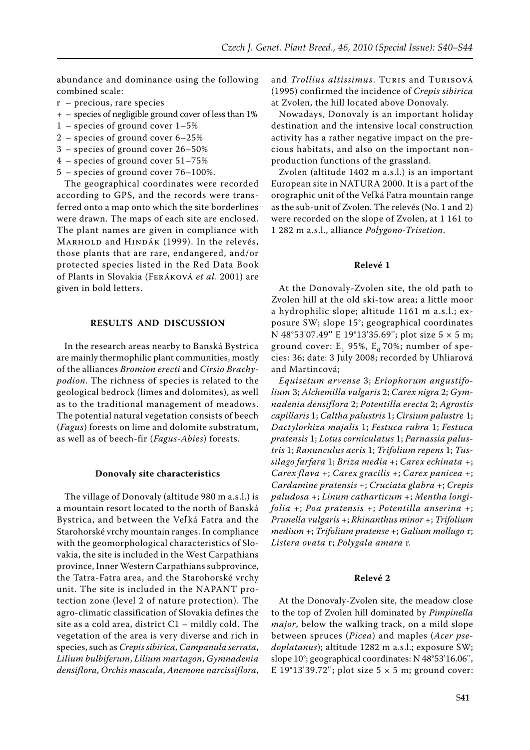abundance and dominance using the following combined scale:

- r – precious, rare species
- + – species of negligible ground cover of less than 1%
- 1 – species of ground cover 1–5%
- 2 – species of ground cover 6–25%
- 3 – species of ground cover 26–50%
- 4 – species of ground cover 51–75%
- 5 – species of ground cover 76–100%.

The geographical coordinates were recorded according to GPS, and the records were transferred onto a map onto which the site borderlines were drawn. The maps of each site are enclosed. The plant names are given in compliance with Marhold and Hindák (1999). In the relevés, those plants that are rare, endangered, and/or protected species listed in the Red Data Book of Plants in Slovakia (Feráková *et al.* 2001) are given in bold letters.

## RESULTS AND DISCUSSION

In the research areas nearby to Banská Bystrica are mainly thermophilic plant communities, mostly of the alliances *Bromion erecti* and *Cirsio Brachypodion*. The richness of species is related to the geological bedrock (limes and dolomites), as well as to the traditional management of meadows. The potential natural vegetation consists of beech (*Fagus*) forests on lime and dolomite substratum, as well as of beech-fir (*Fagus-Abies*) forests.

### Donovaly site characteristics

The village of Donovaly (altitude 980 m a.s.l.) is a mountain resort located to the north of Banská Bystrica, and between the Veľká Fatra and the Starohorské vrchy mountain ranges. In compliance with the geomorphological characteristics of Slovakia, the site is included in the West Carpathians province, Inner Western Carpathians subprovince, the Tatra-Fatra area, and the Starohorské vrchy unit. The site is included in the NAPANT protection zone (level 2 of nature protection). The agro-climatic classification of Slovakia defines the site as a cold area, district C1 – mildly cold. The vegetation of the area is very diverse and rich in species, such as *Crepis sibirica*, *Campanula serrata*, *Lilium bulbiferum*, *Lilium martagon*, *Gymnadenia densiflora*, *Orchis mascula*, *Anemone narcissiflora*, and *Trollius altissimus*. Turis and Turisová (1995) confirmed the incidence of *Crepis sibirica* at Zvolen, the hill located above Donovaly.

Nowadays, Donovaly is an important holiday destination and the intensive local construction activity has a rather negative impact on the precious habitats, and also on the important non-production functions of the grassland.

Zvolen (altitude 1402 m a.s.l.) is an important European site in NATURA 2000. It is a part of the orographic unit of the Veľká Fatra mountain range as the sub-unit of Zvolen. The relevés (No. 1 and 2) were recorded on the slope of Zvolen, at 1 161 to 1 282 m a.s.l., alliance *Polygono-Trisetion*.

### Relevé 1

At the Donovaly-Zvolen site, the old path to Zvolen hill at the old ski-tow area; a little moor a hydrophilic slope; altitude 1161 m a.s.l.; exposure SW; slope 15°; geographical coordinates N 48°53'07.49'' E 19°13'35.69''; plot size 5 × 5 m; ground cover: $E_1$ 95%, $E_0$ 70%; number of species: 36; date: 3 July 2008; recorded by Uhliarová and Martincová;

*Equisetum arvense* 3; *Eriophorum angustifolium* 3; *Alchemilla vulgaris* 2; *Carex nigra* 2; *Gymnadenia densiflora* 2; *Potentilla erecta* 2; *Agrostis capillaris* 1; *Caltha palustris* 1; *Cirsium palustre* 1; *Dactylorhiza majalis* 1; *Festuca rubra* 1; *Festuca pratensis* 1; *Lotus corniculatus* 1; *Parnassia palustris* 1; *Ranunculus acris* 1; *Trifolium repens* 1; *Tussilago farfara* 1; *Briza media* +; *Carex echinata* +; *Carex flava* +; *Carex gracilis* +; *Carex panicea* +; *Cardamine pratensis* +; *Cruciata glabra* +; *Crepis paludosa* +; *Linum catharticum* +; *Mentha longifolia* +; *Poa pratensis* +; *Potentilla anserina* +; *Prunella vulgaris* +; *Rhinanthus minor* +; *Trifolium medium* +; *Trifolium pratense* +; *Galium mollugo* r; *Listera ovata* r; *Polygala amara* r.

### Relevé 2

At the Donovaly-Zvolen site, the meadow close to the top of Zvolen hill dominated by *Pimpinella major*, below the walking track, on a mild slope between spruces (*Picea*) and maples (*Acer psedoplatanus*); altitude 1282 m a.s.l.; exposure SW; slope 10°; geographical coordinates: N 48°53'16.06'', E 19°13'39.72''; plot size 5 × 5 m; ground cover: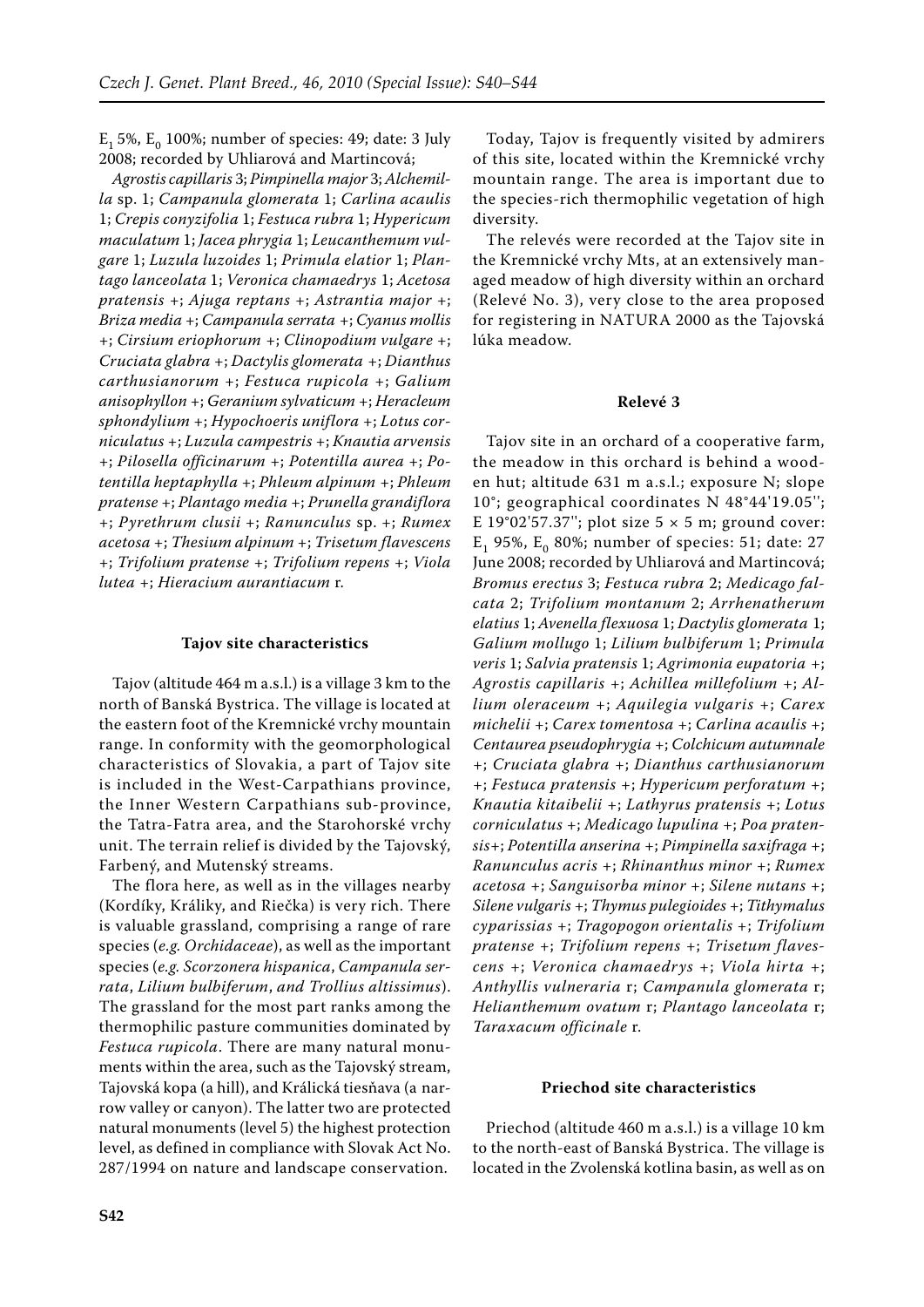$E_1$ 5%, $E_0$ 100%; number of species: 49; date: 3 July 2008; recorded by Uhliarová and Martincová;

*Agrostis capillaris* 3; *Pimpinella major* 3; *Alchemilla* sp. 1; *Campanula glomerata* 1; *Carlina acaulis* 1; *Crepis conyzifolia* 1; *Festuca rubra* 1; *Hypericum maculatum* 1; *Jacea phrygia* 1; *Leucanthemum vulgare* 1; *Luzula luzoides* 1; *Primula elatior* 1; *Plantago lanceolata* 1; *Veronica chamaedrys* 1; *Acetosa pratensis* +; *Ajuga reptans* +; *Astrantia major* +; *Briza media* +; *Campanula serrata* +; *Cyanus mollis* +; *Cirsium eriophorum* +; *Clinopodium vulgare* +; *Cruciata glabra* +; *Dactylis glomerata* +; *Dianthus carthusianorum* +; *Festuca rupicola* +; *Galium anisophyllon* +; *Geranium sylvaticum* +; *Heracleum sphondylium* +; *Hypochoeris uniflora* +; *Lotus corniculatus* +; *Luzula campestris* +; *Knautia arvensis* +; *Pilosella officinarum* +; *Potentilla aurea* +; *Potentilla heptaphylla* +; *Phleum alpinum* +; *Phleum pratense* +; *Plantago media* +; *Prunella grandiflora* +; *Pyrethrum clusii* +; *Ranunculus* sp. +; *Rumex acetosa* +; *Thesium alpinum* +; *Trisetum flavescens* +; *Trifolium pratense* +; *Trifolium repens* +; *Viola lutea* +; *Hieracium aurantiacum* r.

#### Tajov site characteristics

Tajov (altitude 464 m a.s.l.) is a village 3 km to the north of Banská Bystrica. The village is located at the eastern foot of the Kremnické vrchy mountain range. In conformity with the geomorphological characteristics of Slovakia, a part of Tajov site is included in the West-Carpathians province, the Inner Western Carpathians sub-province, the Tatra-Fatra area, and the Starohorské vrchy unit. The terrain relief is divided by the Tajovský, Farbený, and Mutenský streams.

The flora here, as well as in the villages nearby (Kordíky, Králiky, and Riečka) is very rich. There is valuable grassland, comprising a range of rare species (*e.g. Orchidaceae*), as well as the important species (*e.g. Scorzonera hispanica*, *Campanula serrata*, *Lilium bulbiferum*, *and Trollius altissimus*). The grassland for the most part ranks among the thermophilic pasture communities dominated by *Festuca rupicola*. There are many natural monuments within the area, such as the Tajovský stream, Tajovská kopa (a hill), and Králická tiesňava (a narrow valley or canyon). The latter two are protected natural monuments (level 5) the highest protection level, as defined in compliance with Slovak Act No. 287/1994 on nature and landscape conservation.

Today, Tajov is frequently visited by admirers of this site, located within the Kremnické vrchy mountain range. The area is important due to the species-rich thermophilic vegetation of high diversity.

The relevés were recorded at the Tajov site in the Kremnické vrchy Mts, at an extensively managed meadow of high diversity within an orchard (Relevé No. 3), very close to the area proposed for registering in NATURA 2000 as the Tajovská lúka meadow.

#### Relevé 3

Tajov site in an orchard of a cooperative farm, the meadow in this orchard is behind a wooden hut; altitude 631 m a.s.l.; exposure N; slope 10°; geographical coordinates N 48°44'19.05''; E 19°02'57.37''; plot size 5 × 5 m; ground cover: $E_1$ 95%, $E_0$ 80%; number of species: 51; date: 27 June 2008; recorded by Uhliarová and Martincová; *Bromus erectus* 3; *Festuca rubra* 2; *Medicago falcata* 2; *Trifolium montanum* 2; *Arrhenatherum elatius* 1; *Avenella flexuosa* 1; *Dactylis glomerata* 1; *Galium mollugo* 1; *Lilium bulbiferum* 1; *Primula veris* 1; *Salvia pratensis* 1; *Agrimonia eupatoria* +; *Agrostis capillaris* +; *Achillea millefolium* +; *Allium oleraceum* +; *Aquilegia vulgaris* +; *Carex michelii* +; *Carex tomentosa* +; *Carlina acaulis* +; *Centaurea pseudophrygia* +; *Colchicum autumnale* +; *Cruciata glabra* +; *Dianthus carthusianorum* +; *Festuca pratensis* +; *Hypericum perforatum* +; *Knautia kitaibelii* +; *Lathyrus pratensis* +; *Lotus corniculatus* +; *Medicago lupulina* +; *Poa pratensis*+; *Potentilla anserina* +; *Pimpinella saxifraga* +; *Ranunculus acris* +; *Rhinanthus minor* +; *Rumex acetosa* +; *Sanguisorba minor* +; *Silene nutans* +; *Silene vulgaris* +; *Thymus pulegioides* +; *Tithymalus cyparissias* +; *Tragopogon orientalis* +; *Trifolium pratense* +; *Trifolium repens* +; *Trisetum flavescens* +; *Veronica chamaedrys* +; *Viola hirta* +; *Anthyllis vulneraria* r; *Campanula glomerata* r; *Helianthemum ovatum* r; *Plantago lanceolata* r; *Taraxacum officinale* r.

#### Priechod site characteristics

Priechod (altitude 460 m a.s.l.) is a village 10 km to the north-east of Banská Bystrica. The village is located in the Zvolenská kotlina basin, as well as on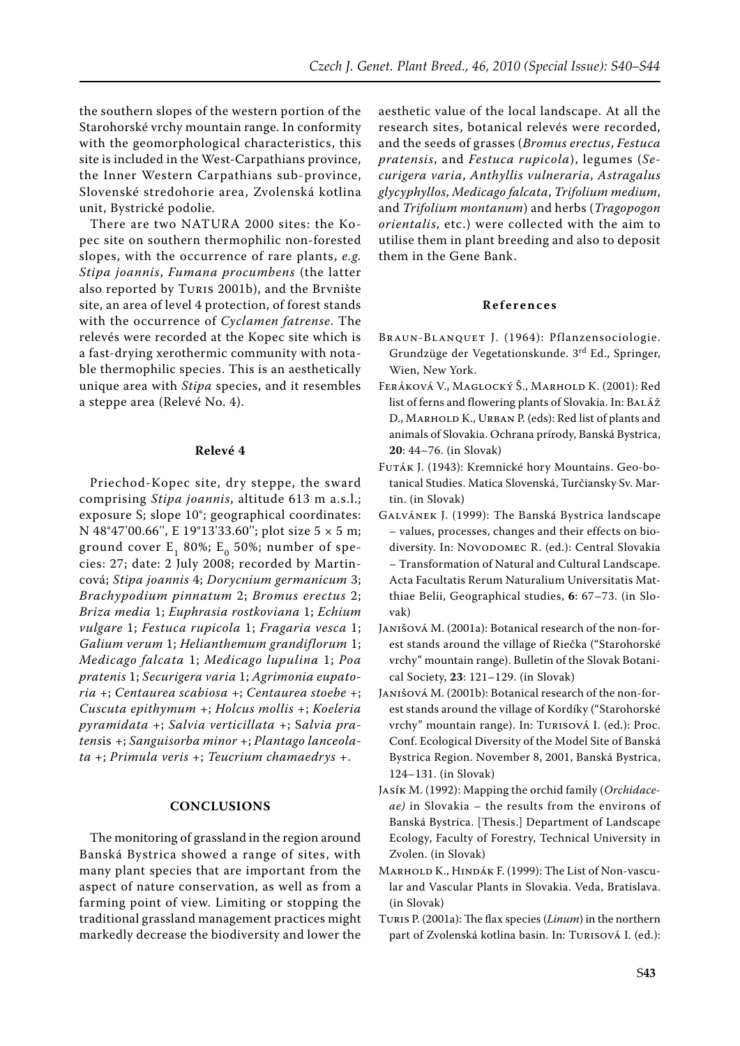the southern slopes of the western portion of the Starohorské vrchy mountain range. In conformity with the geomorphological characteristics, this site is included in the West-Carpathians province, the Inner Western Carpathians sub-province, Slovenské stredohorie area, Zvolenská kotlina unit, Bystrické podolie.

There are two NATURA 2000 sites: the Kopec site on southern thermophilic non-forested slopes, with the occurrence of rare plants, *e.g. Stipa joannis*, *Fumana procumbens* (the latter also reported by Turis 2001b), and the Brvnište site, an area of level 4 protection, of forest stands with the occurrence of *Cyclamen fatrense*. The relevés were recorded at the Kopec site which is a fast-drying xerothermic community with notable thermophilic species. This is an aesthetically unique area with *Stipa* species, and it resembles a steppe area (Relevé No. 4).

#### Relevé 4

Priechod-Kopec site, dry steppe, the sward comprising *Stipa joannis*, altitude 613 m a.s.l.; exposure S; slope 10°; geographical coordinates: N 48°47'00.66'', E 19°13'33.60''; plot size 5 × 5 m; ground cover $E_1$ 80%; $E_0$ 50%; number of species: 27; date: 2 July 2008; recorded by Martincová; *Stipa joannis* 4; *Dorycnium germanicum* 3; *Brachypodium pinnatum* 2; *Bromus erectus* 2; *Briza media* 1; *Euphrasia rostkoviana* 1; *Echium vulgare* 1; *Festuca rupicola* 1; *Fragaria vesca* 1; *Galium verum* 1; *Helianthemum grandiflorum* 1; *Medicago falcata* 1; *Medicago lupulina* 1; *Poa pratenis* 1; *Securigera varia* 1; *Agrimonia eupatoria* +; *Centaurea scabiosa* +; *Centaurea stoebe* +; *Cuscuta epithymum* +; *Holcus mollis* +; *Koeleria pyramidata* +; *Salvia verticillata* +; S*alvia pratens*is +; *Sanguisorba minor* +; *Plantago lanceolata* +; *Primula veris* +; *Teucrium chamaedrys* +.

## CONCLUSIONS

The monitoring of grassland in the region around Banská Bystrica showed a range of sites, with many plant species that are important from the aspect of nature conservation, as well as from a farming point of view. Limiting or stopping the traditional grassland management practices might markedly decrease the biodiversity and lower the aesthetic value of the local landscape. At all the research sites, botanical relevés were recorded, and the seeds of grasses (*Bromus erectus*, *Festuca pratensis*, and *Festuca rupicola*), legumes (*Securigera varia*, *Anthyllis vulneraria*, *Astragalus glycyphyllos*, *Medicago falcata*, *Trifolium medium*, and *Trifolium montanum*) and herbs (*Tragopogon orientalis*, etc.) were collected with the aim to utilise them in plant breeding and also to deposit them in the Gene Bank.

## References

Braun-Blanquet J. (1964): Pflanzensociologie. Grundzüge der Vegetationskunde. 3rd Ed., Springer, Wien, New York.

Feráková V., Maglocký Š., Marhold K. (2001): Red list of ferns and flowering plants of Slovakia. In: Baláž D., Marhold K., Urban P. (eds): Red list of plants and animals of Slovakia. Ochrana prírody, Banská Bystrica, **20**: 44–76. (in Slovak)

Futák J. (1943): Kremnické hory Mountains. Geo-botanical Studies. Matica Slovenská, Turčiansky Sv. Martin. (in Slovak)

Galvánek J. (1999): The Banská Bystrica landscape – values, processes, changes and their effects on biodiversity. In: Novodomec R. (ed.): Central Slovakia – Transformation of Natural and Cultural Landscape. Acta Facultatis Rerum Naturalium Universitatis Matthiae Belii, Geographical studies, **6**: 67–73. (in Slovak)

Janišová M. (2001a): Botanical research of the non-forest stands around the village of Riečka ("Starohorské vrchy" mountain range). Bulletin of the Slovak Botanical Society, **23**: 121–129. (in Slovak)

Janišová M. (2001b): Botanical research of the non-forest stands around the village of Kordíky ("Starohorské vrchy" mountain range). In: Turisová I. (ed.): Proc. Conf. Ecological Diversity of the Model Site of Banská Bystrica Region. November 8, 2001, Banská Bystrica, 124–131. (in Slovak)

Jasík M. (1992): Mapping the orchid family (*Orchidaceae)* in Slovakia – the results from the environs of Banská Bystrica. [Thesis.] Department of Landscape Ecology, Faculty of Forestry, Technical University in Zvolen. (in Slovak)

Marhold K., Hindák F. (1999): The List of Non-vascular and Vascular Plants in Slovakia. Veda, Bratislava. (in Slovak)

Turis P. (2001a): The flax species (*Linum*) in the northern part of Zvolenská kotlina basin. In: Turisová I. (ed.):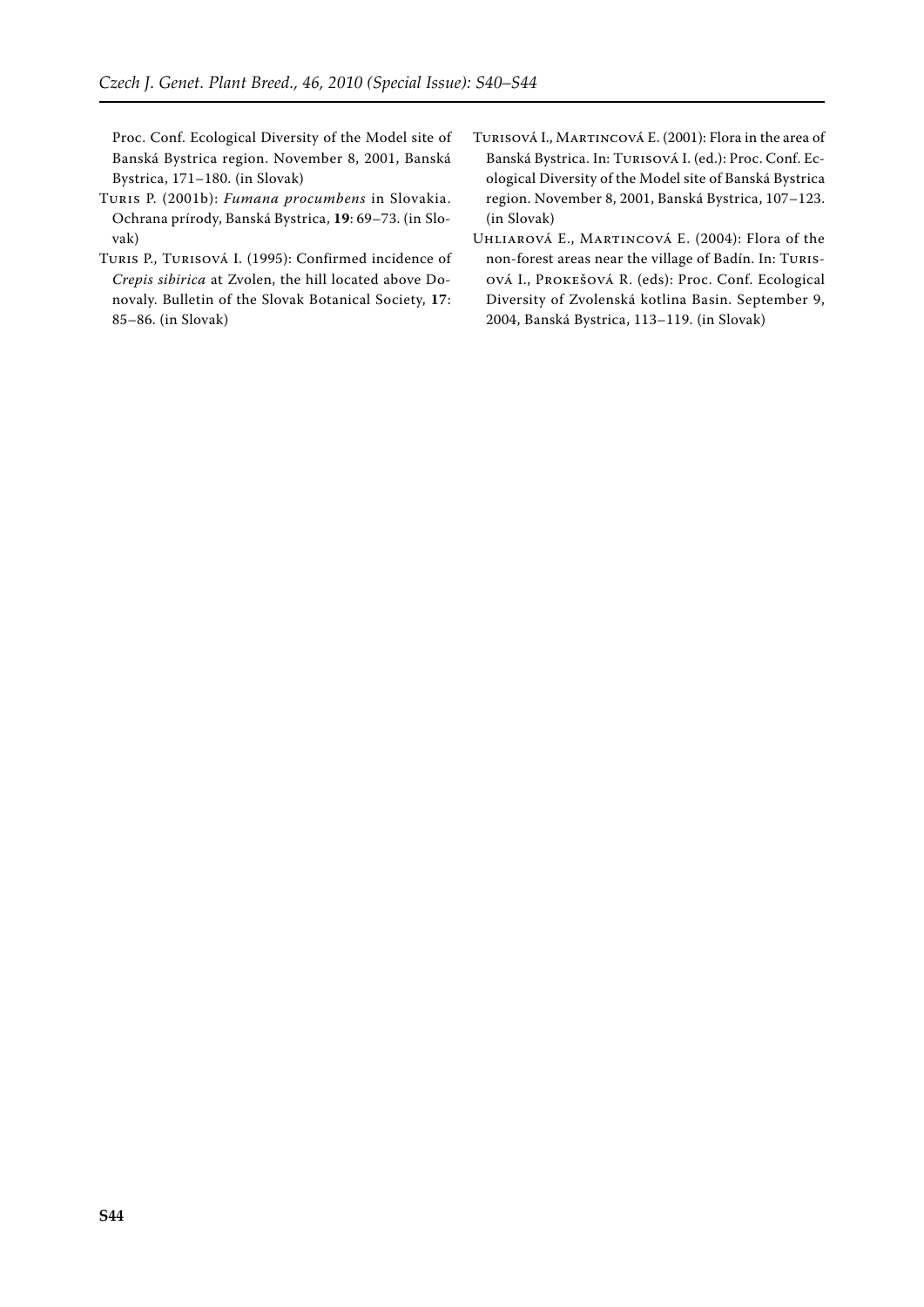Proc. Conf. Ecological Diversity of the Model site of Banská Bystrica region. November 8, 2001, Banská Bystrica, 171–180. (in Slovak)

Turis P. (2001b): *Fumana procumbens* in Slovakia. Ochrana prírody, Banská Bystrica, **19**: 69–73. (in Slovak)

Turis P., Turisová I. (1995): Confirmed incidence of *Crepis sibirica* at Zvolen, the hill located above Donovaly. Bulletin of the Slovak Botanical Society, **17**: 85–86. (in Slovak)

Turisová I., Martincová E. (2001): Flora in the area of Banská Bystrica. In: Turisová I. (ed.): Proc. Conf. Ecological Diversity of the Model site of Banská Bystrica region. November 8, 2001, Banská Bystrica, 107–123. (in Slovak)

Uhliarová E., Martincová E. (2004): Flora of the non-forest areas near the village of Badín. In: Turisová I., Prokešová R. (eds): Proc. Conf. Ecological Diversity of Zvolenská kotlina Basin. September 9, 2004, Banská Bystrica, 113–119. (in Slovak)